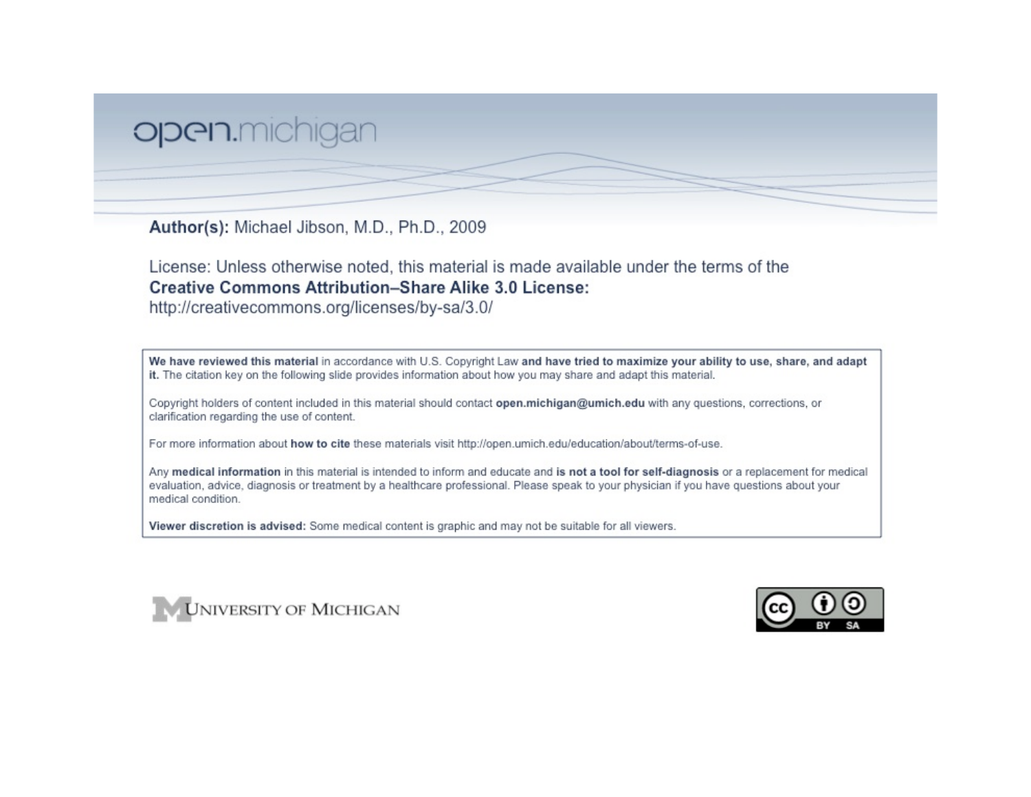open.michigan

**Author(s):** Michael Jibson, M.D., Ph.D., 2009

License: Unless otherwise noted, this material is made available under the terms of the **Creative Commons Attribution–Share Alike 3.0 License:** http://creativecommons.org/licenses/by-sa/3.0/

**We have reviewed this material** in accordance with U.S. Copyright Law **and have tried to maximize your ability to use, share, and adapt it.** The citation key on the following slide provides information about how you may share and adapt this material.

Copyright holders of content included in this material should contact **open.michigan@umich.edu** with any questions, corrections, or clarification regarding the use of content.

For more information about **how to cite** these materials visit http://open.umich.edu/education/about/terms-of-use.

Any **medical information** in this material is intended to inform and educate and **is not a tool for self-diagnosis** or a replacement for medical evaluation, advice, diagnosis or treatment by a healthcare professional. Please speak to your physician if you have questions about your medical condition.

**Viewer discretion is advised:** Some medical content is graphic and may not be suitable for all viewers.

University of Michigan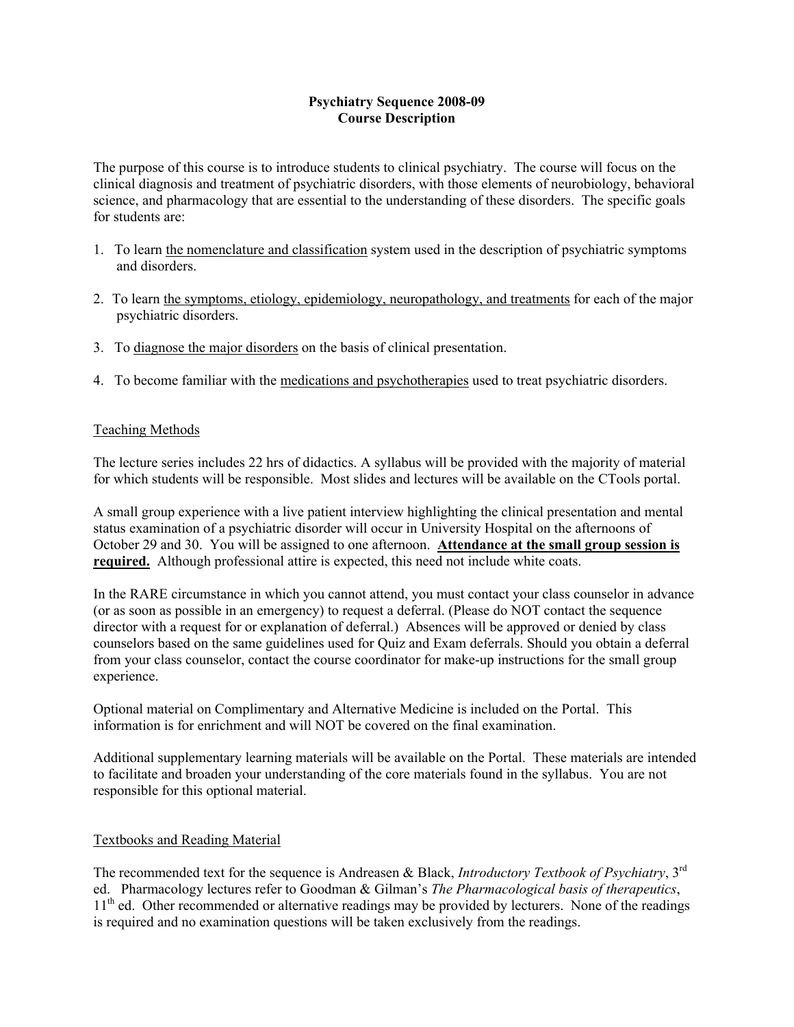**Psychiatry Sequence 2008-09**
**Course Description**

The purpose of this course is to introduce students to clinical psychiatry. The course will focus on the clinical diagnosis and treatment of psychiatric disorders, with those elements of neurobiology, behavioral science, and pharmacology that are essential to the understanding of these disorders. The specific goals for students are:

1. To learn <u>the nomenclature and classification</u> system used in the description of psychiatric symptoms and disorders.
2. To learn <u>the symptoms, etiology, epidemiology, neuropathology, and treatments</u> for each of the major psychiatric disorders.
3. To <u>diagnose the major disorders</u> on the basis of clinical presentation.
4. To become familiar with the <u>medications and psychotherapies</u> used to treat psychiatric disorders.

## Teaching Methods

The lecture series includes 22 hrs of didactics. A syllabus will be provided with the majority of material for which students will be responsible. Most slides and lectures will be available on the CTools portal.

A small group experience with a live patient interview highlighting the clinical presentation and mental status examination of a psychiatric disorder will occur in University Hospital on the afternoons of October 29 and 30. You will be assigned to one afternoon. **<u>Attendance at the small group session is required.</u>** Although professional attire is expected, this need not include white coats.

In the RARE circumstance in which you cannot attend, you must contact your class counselor in advance (or as soon as possible in an emergency) to request a deferral. (Please do NOT contact the sequence director with a request for or explanation of deferral.) Absences will be approved or denied by class counselors based on the same guidelines used for Quiz and Exam deferrals. Should you obtain a deferral from your class counselor, contact the course coordinator for make-up instructions for the small group experience.

Optional material on Complimentary and Alternative Medicine is included on the Portal. This information is for enrichment and will NOT be covered on the final examination.

Additional supplementary learning materials will be available on the Portal. These materials are intended to facilitate and broaden your understanding of the core materials found in the syllabus. You are not responsible for this optional material.

## Textbooks and Reading Material

The recommended text for the sequence is Andreasen & Black, *Introductory Textbook of Psychiatry*, 3rd ed. Pharmacology lectures refer to Goodman & Gilman's *The Pharmacological basis of therapeutics*, 11th ed. Other recommended or alternative readings may be provided by lecturers. None of the readings is required and no examination questions will be taken exclusively from the readings.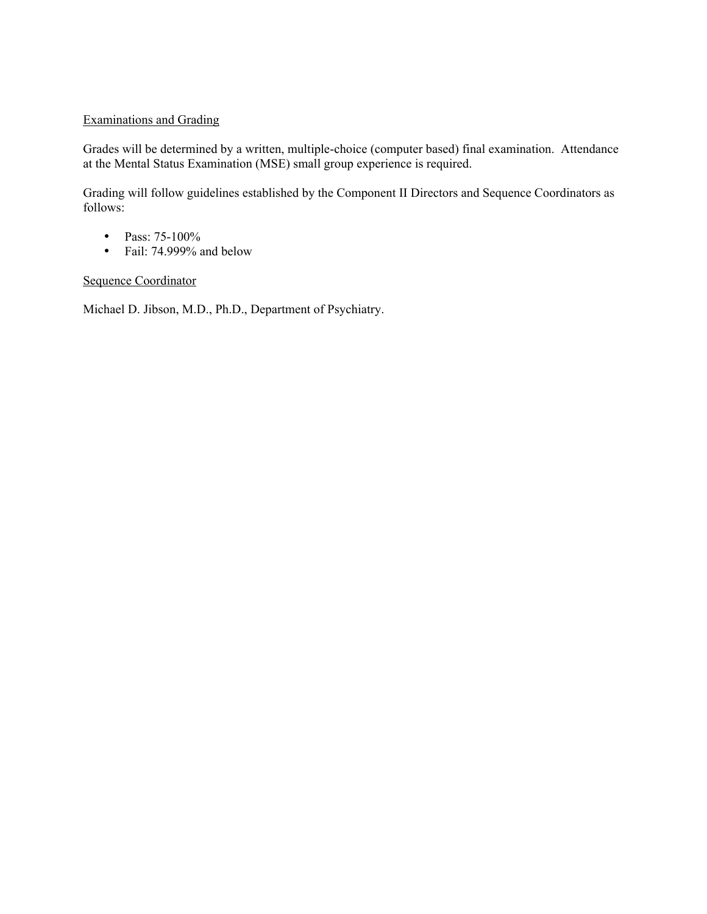## Examinations and Grading

Grades will be determined by a written, multiple-choice (computer based) final examination. Attendance at the Mental Status Examination (MSE) small group experience is required.

Grading will follow guidelines established by the Component II Directors and Sequence Coordinators as follows:

- Pass: 75-100%
- Fail: 74.999% and below

## Sequence Coordinator

Michael D. Jibson, M.D., Ph.D., Department of Psychiatry.